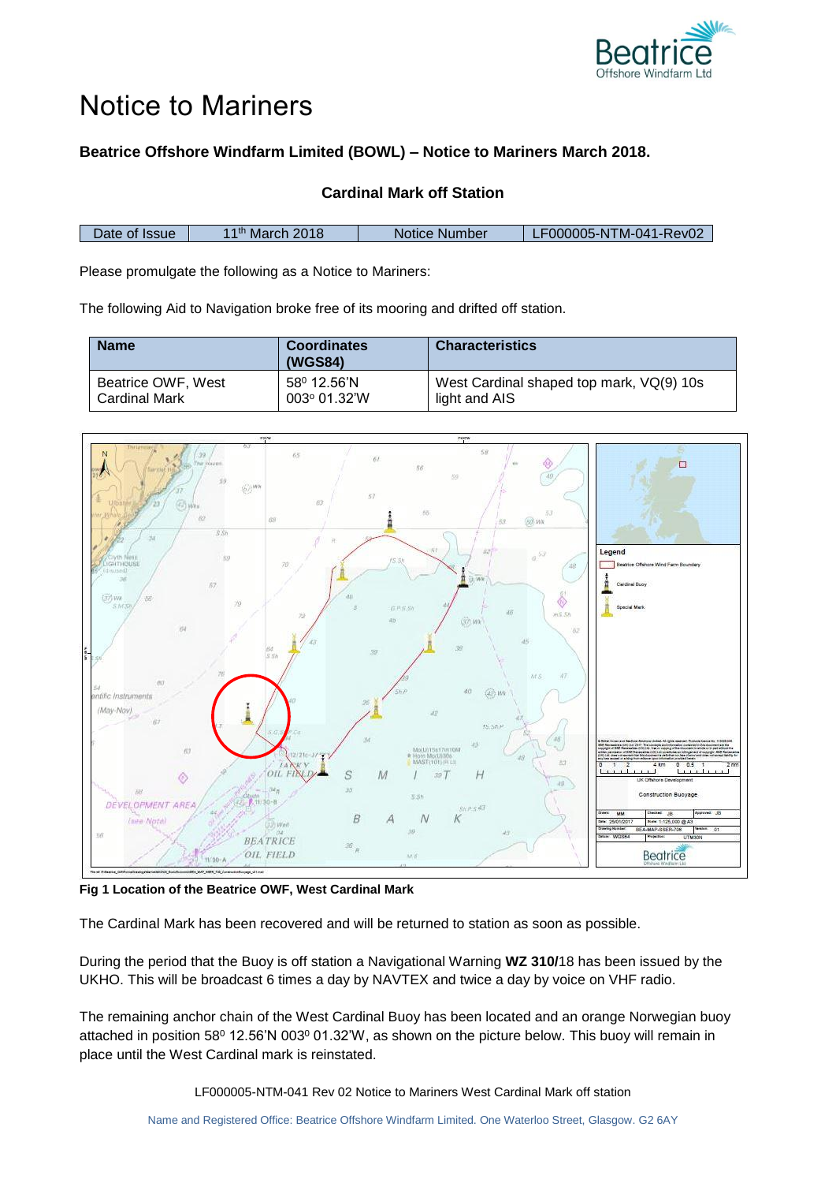# Notice to Mariners

**Beatrice Offshore Windfarm Limited (BOWL) – Notice to Mariners March 2018.**

**Cardinal Mark off Station**

| Date of Issue | 11th March 2018 | Notice Number | LF000005-NTM-041-Rev02 |
|---|---|---|---|

Please promulgate the following as a Notice to Mariners:

The following Aid to Navigation broke free of its mooring and drifted off station.

| Name | Coordinates (WGS84) | Characteristics |
|---|---|---|
| Beatrice OWF, West Cardinal Mark | 58⁰ 12.56'N 003º 01.32'W | West Cardinal shaped top mark, VQ(9) 10s light and AIS |

**Fig 1 Location of the Beatrice OWF, West Cardinal Mark**

The Cardinal Mark has been recovered and will be returned to station as soon as possible.

During the period that the Buoy is off station a Navigational Warning **WZ 310/**18 has been issued by the UKHO. This will be broadcast 6 times a day by NAVTEX and twice a day by voice on VHF radio.

The remaining anchor chain of the West Cardinal Buoy has been located and an orange Norwegian buoy attached in position 58⁰ 12.56'N 003⁰ 01.32'W, as shown on the picture below. This buoy will remain in place until the West Cardinal mark is reinstated.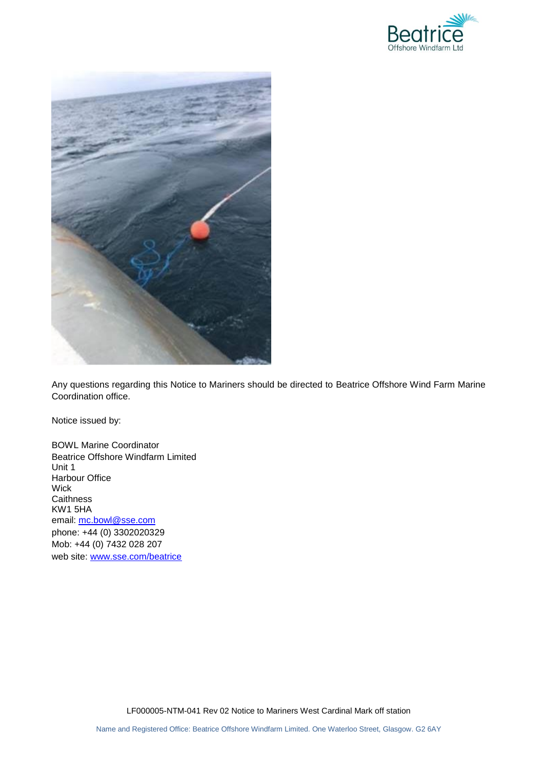Any questions regarding this Notice to Mariners should be directed to Beatrice Offshore Wind Farm Marine Coordination office.

Notice issued by:

BOWL Marine Coordinator
Beatrice Offshore Windfarm Limited
Unit 1
Harbour Office
Wick
Caithness
KW1 5HA
email: mc.bowl@sse.com
phone: +44 (0) 3302020329
Mob: +44 (0) 7432 028 207
web site: www.sse.com/beatrice